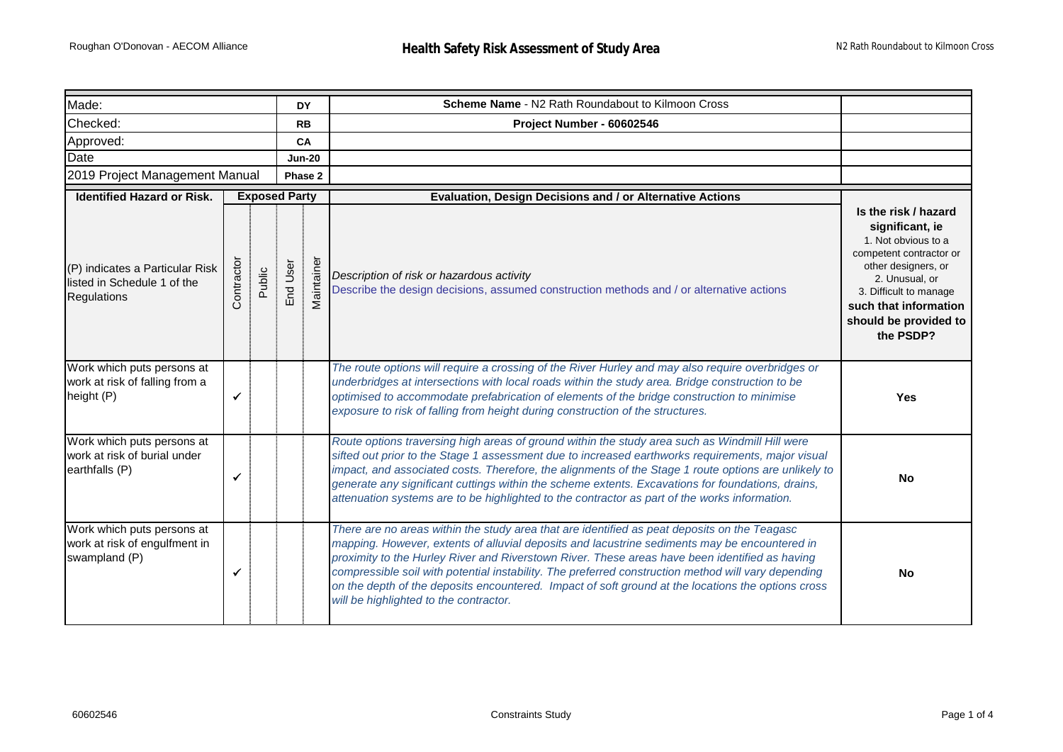# Health Safety Risk Assessment of Study Area

| Made: | DY | Scheme Name - N2 Rath Roundabout to Kilmoon Cross |
|---|---|---|
| Checked: | RB | Project Number - 60602546 |
| Approved: | CA | |
| Date | Jun-20 | |
| 2019 Project Management Manual | Phase 2 | |

| Identified Hazard or Risk. | Exposed Party | | | | Evaluation, Design Decisions and / or Alternative Actions | |
|---|---|---|---|---|---|---|
| (P) indicates a Particular Risk listed in Schedule 1 of the Regulations | Contractor | Public | End User | Maintainer | *Description of risk or hazardous activity*<br>Describe the design decisions, assumed construction methods and / or alternative actions | **Is the risk / hazard significant, ie**<br>1. Not obvious to a competent contractor or other designers, or<br>2. Unusual, or<br>3. Difficult to manage<br>**such that information should be provided to the PSDP?** |
| Work which puts persons at work at risk of falling from a height (P) | ✓ | | | | *The route options will require a crossing of the River Hurley and may also require overbridges or underbridges at intersections with local roads within the study area. Bridge construction to be optimised to accommodate prefabrication of elements of the bridge construction to minimise exposure to risk of falling from height during construction of the structures.* | **Yes** |
| Work which puts persons at work at risk of burial under earthfalls (P) | ✓ | | | | *Route options traversing high areas of ground within the study area such as Windmill Hill were sifted out prior to the Stage 1 assessment due to increased earthworks requirements, major visual impact, and associated costs. Therefore, the alignments of the Stage 1 route options are unlikely to generate any significant cuttings within the scheme extents. Excavations for foundations, drains, attenuation systems are to be highlighted to the contractor as part of the works information.* | **No** |
| Work which puts persons at work at risk of engulfment in swampland (P) | ✓ | | | | *There are no areas within the study area that are identified as peat deposits on the Teagasc mapping. However, extents of alluvial deposits and lacustrine sediments may be encountered in proximity to the Hurley River and Riverstown River. These areas have been identified as having compressible soil with potential instability. The preferred construction method will vary depending on the depth of the deposits encountered. Impact of soft ground at the locations the options cross will be highlighted to the contractor.* | **No** |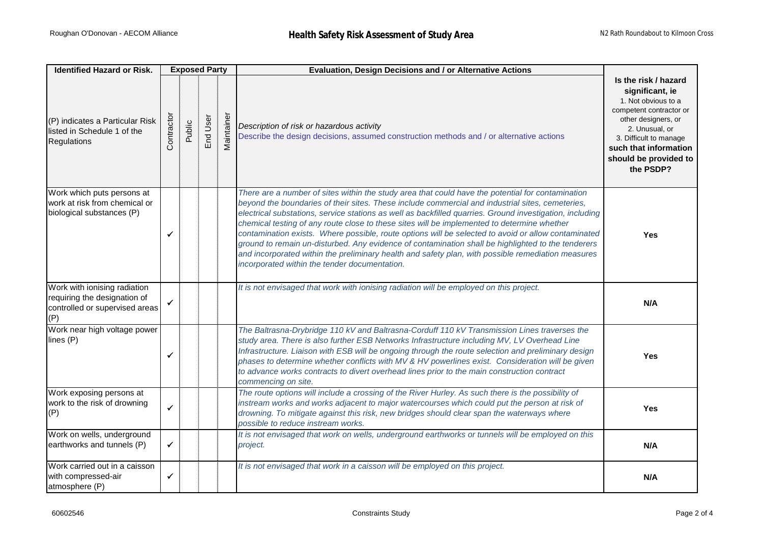## Health Safety Risk Assessment of Study Area

| Identified Hazard or Risk. | Exposed Party | | | | Evaluation, Design Decisions and / or Alternative Actions | |
|---|---|---|---|---|---|---|
| (P) indicates a Particular Risk listed in Schedule 1 of the Regulations | Contractor | Public | End User | Maintainer | *Description of risk or hazardous activity*<br>Describe the design decisions, assumed construction methods and / or alternative actions | **Is the risk / hazard significant, ie**<br>1. Not obvious to a competent contractor or other designers, or<br>2. Unusual, or<br>3. Difficult to manage<br>**such that information should be provided to the PSDP?** |
| Work which puts persons at work at risk from chemical or biological substances (P) | ✓ | | | | *There are a number of sites within the study area that could have the potential for contamination beyond the boundaries of their sites. These include commercial and industrial sites, cemeteries, electrical substations, service stations as well as backfilled quarries. Ground investigation, including chemical testing of any route close to these sites will be implemented to determine whether contamination exists. Where possible, route options will be selected to avoid or allow contaminated ground to remain un-disturbed. Any evidence of contamination shall be highlighted to the tenderers and incorporated within the preliminary health and safety plan, with possible remediation measures incorporated within the tender documentation.* | **Yes** |
| Work with ionising radiation requiring the designation of controlled or supervised areas (P) | ✓ | | | | *It is not envisaged that work with ionising radiation will be employed on this project.* | **N/A** |
| Work near high voltage power lines (P) | ✓ | | | | *The Baltrasna-Drybridge 110 kV and Baltrasna-Corduff 110 kV Transmission Lines traverses the study area. There is also further ESB Networks Infrastructure including MV, LV Overhead Line Infrastructure. Liaison with ESB will be ongoing through the route selection and preliminary design phases to determine whether conflicts with MV & HV powerlines exist. Consideration will be given to advance works contracts to divert overhead lines prior to the main construction contract commencing on site.* | **Yes** |
| Work exposing persons at work to the risk of drowning (P) | ✓ | | | | *The route options will include a crossing of the River Hurley. As such there is the possibility of instream works and works adjacent to major watercourses which could put the person at risk of drowning. To mitigate against this risk, new bridges should clear span the waterways where possible to reduce instream works.* | **Yes** |
| Work on wells, underground earthworks and tunnels (P) | ✓ | | | | *It is not envisaged that work on wells, underground earthworks or tunnels will be employed on this project.* | **N/A** |
| Work carried out in a caisson with compressed-air atmosphere (P) | ✓ | | | | *It is not envisaged that work in a caisson will be employed on this project.* | **N/A** |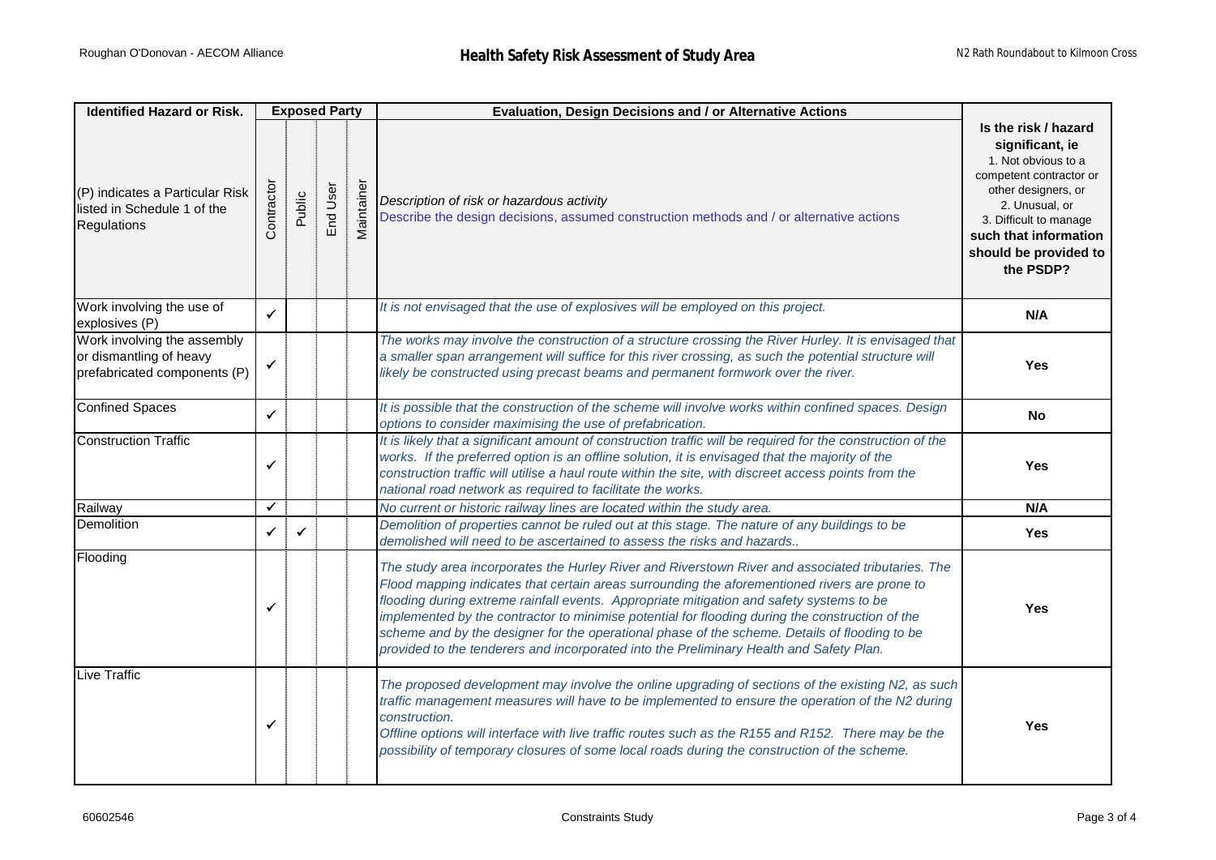# Health Safety Risk Assessment of Study Area

| Identified Hazard or Risk. | Exposed Party | | | | Evaluation, Design Decisions and / or Alternative Actions | |
|---|---|---|---|---|---|---|
| (P) indicates a Particular Risk listed in Schedule 1 of the Regulations | Contractor | Public | End User | Maintainer | *Description of risk or hazardous activity* Describe the design decisions, assumed construction methods and / or alternative actions | **Is the risk / hazard significant, ie** 1. Not obvious to a competent contractor or other designers, or 2. Unusual, or 3. Difficult to manage **such that information should be provided to the PSDP?** |
| Work involving the use of explosives (P) | ✓ | | | | *It is not envisaged that the use of explosives will be employed on this project.* | **N/A** |
| Work involving the assembly or dismantling of heavy prefabricated components (P) | ✓ | | | | *The works may involve the construction of a structure crossing the River Hurley. It is envisaged that a smaller span arrangement will suffice for this river crossing, as such the potential structure will likely be constructed using precast beams and permanent formwork over the river.* | **Yes** |
| Confined Spaces | ✓ | | | | *It is possible that the construction of the scheme will involve works within confined spaces. Design options to consider maximising the use of prefabrication.* | **No** |
| Construction Traffic | ✓ | | | | *It is likely that a significant amount of construction traffic will be required for the construction of the works. If the preferred option is an offline solution, it is envisaged that the majority of the construction traffic will utilise a haul route within the site, with discreet access points from the national road network as required to facilitate the works.* | **Yes** |
| Railway | ✓ | | | | *No current or historic railway lines are located within the study area.* | **N/A** |
| Demolition | ✓ | ✓ | | | *Demolition of properties cannot be ruled out at this stage. The nature of any buildings to be demolished will need to be ascertained to assess the risks and hazards..* | **Yes** |
| Flooding | ✓ | | | | *The study area incorporates the Hurley River and Riverstown River and associated tributaries. The Flood mapping indicates that certain areas surrounding the aforementioned rivers are prone to flooding during extreme rainfall events. Appropriate mitigation and safety systems to be implemented by the contractor to minimise potential for flooding during the construction of the scheme and by the designer for the operational phase of the scheme. Details of flooding to be provided to the tenderers and incorporated into the Preliminary Health and Safety Plan.* | **Yes** |
| Live Traffic | ✓ | | | | *The proposed development may involve the online upgrading of sections of the existing N2, as such traffic management measures will have to be implemented to ensure the operation of the N2 during construction.* *Offline options will interface with live traffic routes such as the R155 and R152. There may be the possibility of temporary closures of some local roads during the construction of the scheme.* | **Yes** |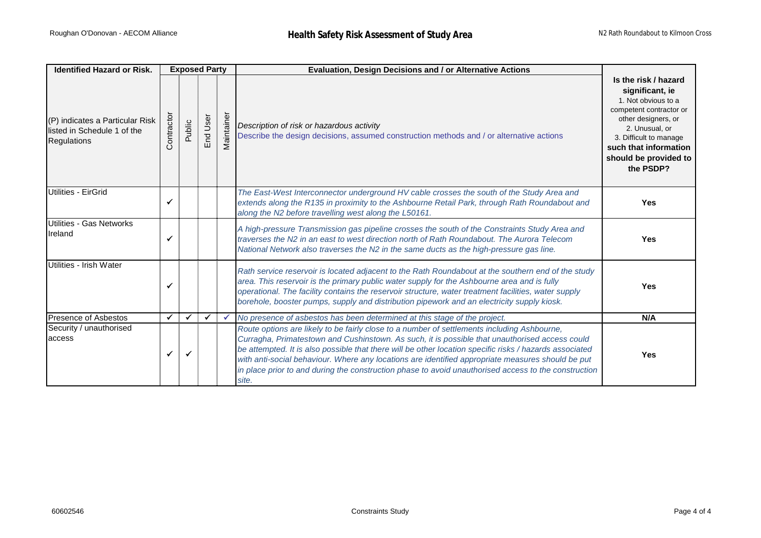| Identified Hazard or Risk. | Exposed Party | | | | Evaluation, Design Decisions and / or Alternative Actions | |
|---|---|---|---|---|---|---|
| (P) indicates a Particular Risk listed in Schedule 1 of the Regulations | Contractor | Public | End User | Maintainer | *Description of risk or hazardous activity*<br>Describe the design decisions, assumed construction methods and / or alternative actions | **Is the risk / hazard significant, ie**<br>1. Not obvious to a competent contractor or other designers, or<br>2. Unusual, or<br>3. Difficult to manage<br>**such that information should be provided to the PSDP?** |
| Utilities - EirGrid | ✓ | | | | *The East-West Interconnector underground HV cable crosses the south of the Study Area and extends along the R135 in proximity to the Ashbourne Retail Park, through Rath Roundabout and along the N2 before travelling west along the L50161.* | **Yes** |
| Utilities - Gas Networks Ireland | ✓ | | | | *A high-pressure Transmission gas pipeline crosses the south of the Constraints Study Area and traverses the N2 in an east to west direction north of Rath Roundabout. The Aurora Telecom National Network also traverses the N2 in the same ducts as the high-pressure gas line.* | **Yes** |
| Utilities - Irish Water | ✓ | | | | *Rath service reservoir is located adjacent to the Rath Roundabout at the southern end of the study area. This reservoir is the primary public water supply for the Ashbourne area and is fully operational. The facility contains the reservoir structure, water treatment facilities, water supply borehole, booster pumps, supply and distribution pipework and an electricity supply kiosk.* | **Yes** |
| Presence of Asbestos | ✓ | ✓ | ✓ | ✓ | *No presence of asbestos has been determined at this stage of the project.* | **N/A** |
| Security / unauthorised access | ✓ | ✓ | | | *Route options are likely to be fairly close to a number of settlements including Ashbourne, Curragha, Primatestown and Cushinstown. As such, it is possible that unauthorised access could be attempted. It is also possible that there will be other location specific risks / hazards associated with anti-social behaviour. Where any locations are identified appropriate measures should be put in place prior to and during the construction phase to avoid unauthorised access to the construction site.* | **Yes** |